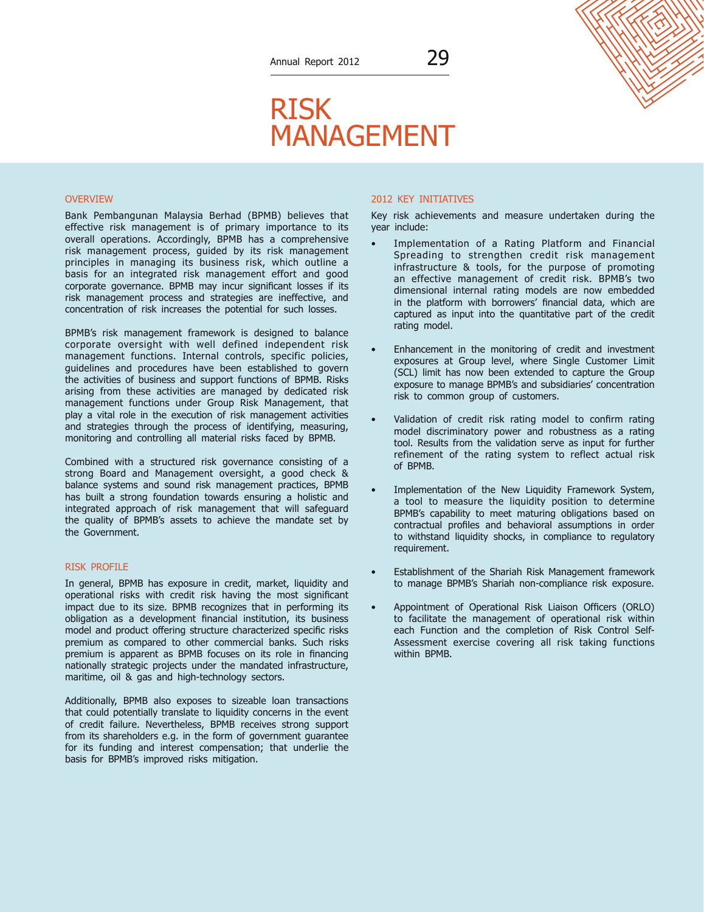# RISK MANAGEMENT

## OVERVIEW

Bank Pembangunan Malaysia Berhad (BPMB) believes that effective risk management is of primary importance to its overall operations. Accordingly, BPMB has a comprehensive risk management process, guided by its risk management principles in managing its business risk, which outline a basis for an integrated risk management effort and good corporate governance. BPMB may incur significant losses if its risk management process and strategies are ineffective, and concentration of risk increases the potential for such losses.

BPMB's risk management framework is designed to balance corporate oversight with well defined independent risk management functions. Internal controls, specific policies, guidelines and procedures have been established to govern the activities of business and support functions of BPMB. Risks arising from these activities are managed by dedicated risk management functions under Group Risk Management, that play a vital role in the execution of risk management activities and strategies through the process of identifying, measuring, monitoring and controlling all material risks faced by BPMB.

Combined with a structured risk governance consisting of a strong Board and Management oversight, a good check & balance systems and sound risk management practices, BPMB has built a strong foundation towards ensuring a holistic and integrated approach of risk management that will safeguard the quality of BPMB's assets to achieve the mandate set by the Government.

## RISK PROFILE

In general, BPMB has exposure in credit, market, liquidity and operational risks with credit risk having the most significant impact due to its size. BPMB recognizes that in performing its obligation as a development financial institution, its business model and product offering structure characterized specific risks premium as compared to other commercial banks. Such risks premium is apparent as BPMB focuses on its role in financing nationally strategic projects under the mandated infrastructure, maritime, oil & gas and high-technology sectors.

Additionally, BPMB also exposes to sizeable loan transactions that could potentially translate to liquidity concerns in the event of credit failure. Nevertheless, BPMB receives strong support from its shareholders e.g. in the form of government guarantee for its funding and interest compensation; that underlie the basis for BPMB's improved risks mitigation.

## 2012 KEY INITIATIVES

Key risk achievements and measure undertaken during the year include:

- Implementation of a Rating Platform and Financial Spreading to strengthen credit risk management infrastructure & tools, for the purpose of promoting an effective management of credit risk. BPMB's two dimensional internal rating models are now embedded in the platform with borrowers' financial data, which are captured as input into the quantitative part of the credit rating model.

- Enhancement in the monitoring of credit and investment exposures at Group level, where Single Customer Limit (SCL) limit has now been extended to capture the Group exposure to manage BPMB's and subsidiaries' concentration risk to common group of customers.

- Validation of credit risk rating model to confirm rating model discriminatory power and robustness as a rating tool. Results from the validation serve as input for further refinement of the rating system to reflect actual risk of BPMB.

- Implementation of the New Liquidity Framework System, a tool to measure the liquidity position to determine BPMB's capability to meet maturing obligations based on contractual profiles and behavioral assumptions in order to withstand liquidity shocks, in compliance to regulatory requirement.

- Establishment of the Shariah Risk Management framework to manage BPMB's Shariah non-compliance risk exposure.

- Appointment of Operational Risk Liaison Officers (ORLO) to facilitate the management of operational risk within each Function and the completion of Risk Control Self-Assessment exercise covering all risk taking functions within BPMB.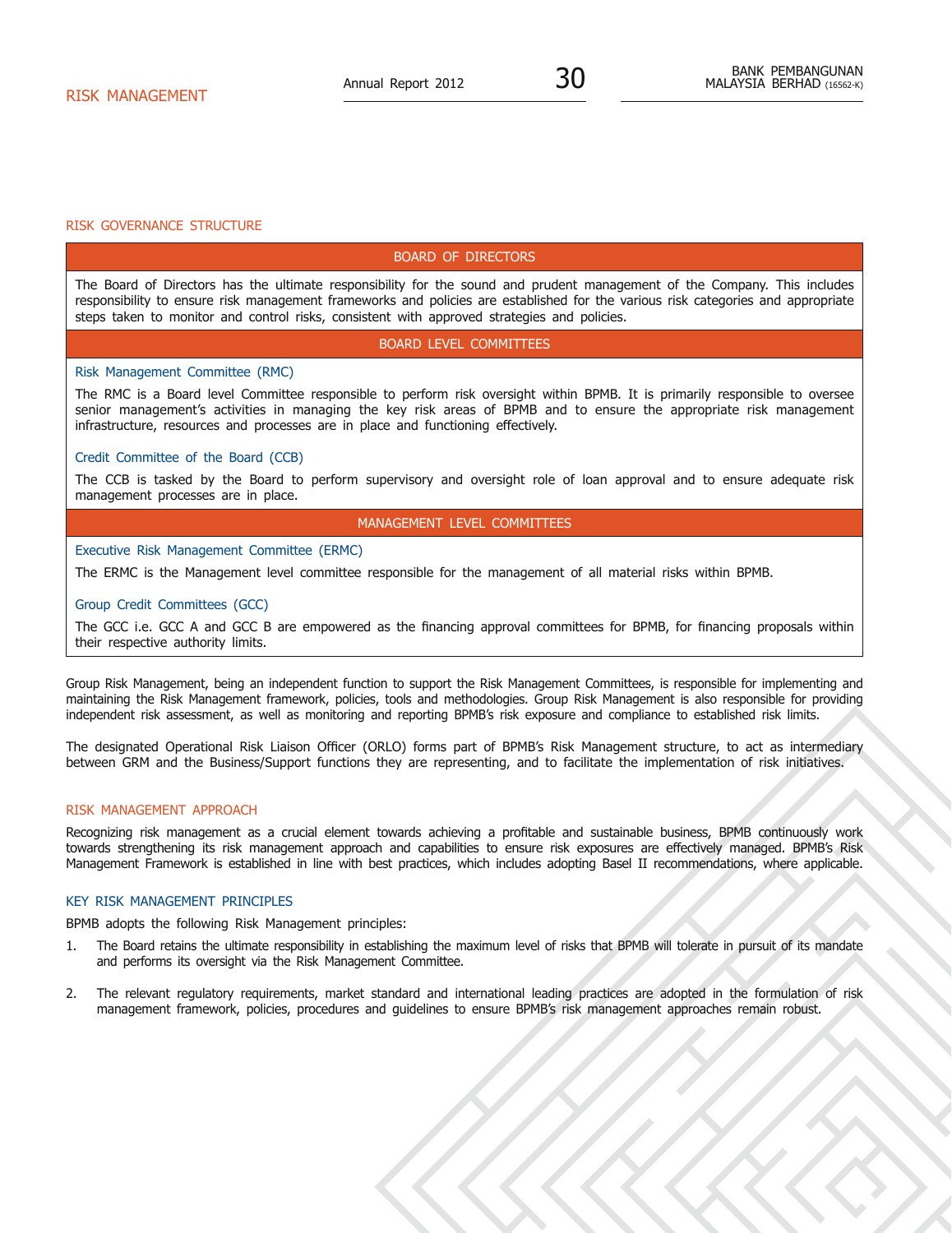## RISK MANAGEMENT

### RISK GOVERNANCE STRUCTURE

| BOARD OF DIRECTORS |
|---|
| The Board of Directors has the ultimate responsibility for the sound and prudent management of the Company. This includes responsibility to ensure risk management frameworks and policies are established for the various risk categories and appropriate steps taken to monitor and control risks, consistent with approved strategies and policies. |
| **BOARD LEVEL COMMITTEES** |
| **Risk Management Committee (RMC)**<br>The RMC is a Board level Committee responsible to perform risk oversight within BPMB. It is primarily responsible to oversee senior management's activities in managing the key risk areas of BPMB and to ensure the appropriate risk management infrastructure, resources and processes are in place and functioning effectively.<br><br>**Credit Committee of the Board (CCB)**<br>The CCB is tasked by the Board to perform supervisory and oversight role of loan approval and to ensure adequate risk management processes are in place. |
| **MANAGEMENT LEVEL COMMITTEES** |
| **Executive Risk Management Committee (ERMC)**<br>The ERMC is the Management level committee responsible for the management of all material risks within BPMB.<br><br>**Group Credit Committees (GCC)**<br>The GCC i.e. GCC A and GCC B are empowered as the financing approval committees for BPMB, for financing proposals within their respective authority limits. |

Group Risk Management, being an independent function to support the Risk Management Committees, is responsible for implementing and maintaining the Risk Management framework, policies, tools and methodologies. Group Risk Management is also responsible for providing independent risk assessment, as well as monitoring and reporting BPMB's risk exposure and compliance to established risk limits.

The designated Operational Risk Liaison Officer (ORLO) forms part of BPMB's Risk Management structure, to act as intermediary between GRM and the Business/Support functions they are representing, and to facilitate the implementation of risk initiatives.

### RISK MANAGEMENT APPROACH

Recognizing risk management as a crucial element towards achieving a profitable and sustainable business, BPMB continuously work towards strengthening its risk management approach and capabilities to ensure risk exposures are effectively managed. BPMB's Risk Management Framework is established in line with best practices, which includes adopting Basel II recommendations, where applicable.

### KEY RISK MANAGEMENT PRINCIPLES

BPMB adopts the following Risk Management principles:

1. The Board retains the ultimate responsibility in establishing the maximum level of risks that BPMB will tolerate in pursuit of its mandate and performs its oversight via the Risk Management Committee.

2. The relevant regulatory requirements, market standard and international leading practices are adopted in the formulation of risk management framework, policies, procedures and guidelines to ensure BPMB's risk management approaches remain robust.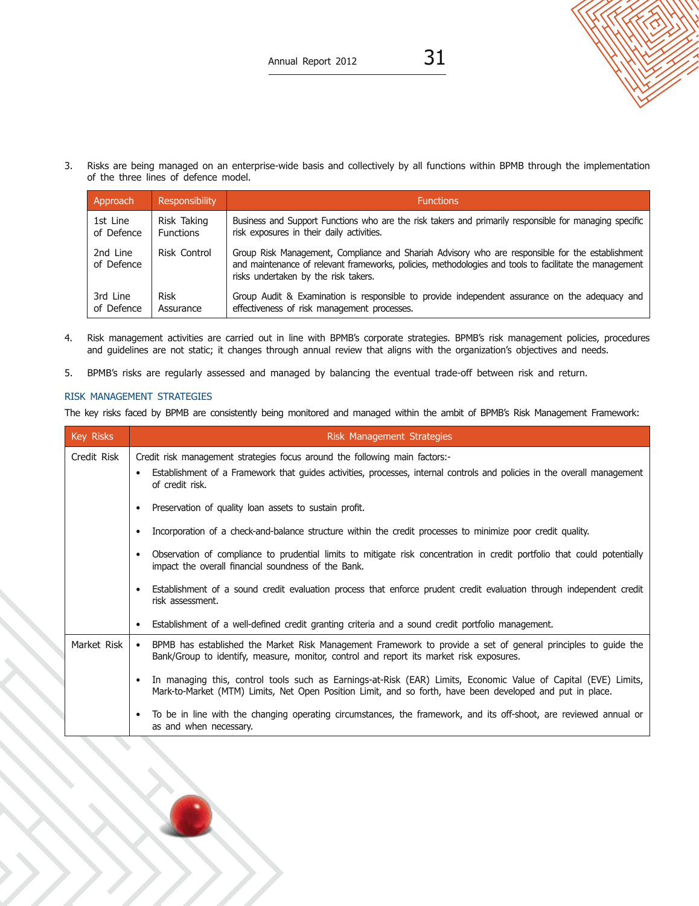3. Risks are being managed on an enterprise-wide basis and collectively by all functions within BPMB through the implementation of the three lines of defence model.

| Approach | Responsibility | Functions |
| --- | --- | --- |
| 1st Line of Defence | Risk Taking Functions | Business and Support Functions who are the risk takers and primarily responsible for managing specific risk exposures in their daily activities. |
| 2nd Line of Defence | Risk Control | Group Risk Management, Compliance and Shariah Advisory who are responsible for the establishment and maintenance of relevant frameworks, policies, methodologies and tools to facilitate the management risks undertaken by the risk takers. |
| 3rd Line of Defence | Risk Assurance | Group Audit & Examination is responsible to provide independent assurance on the adequacy and effectiveness of risk management processes. |

4. Risk management activities are carried out in line with BPMB's corporate strategies. BPMB's risk management policies, procedures and guidelines are not static; it changes through annual review that aligns with the organization's objectives and needs.

5. BPMB's risks are regularly assessed and managed by balancing the eventual trade-off between risk and return.

## RISK MANAGEMENT STRATEGIES

The key risks faced by BPMB are consistently being monitored and managed within the ambit of BPMB's Risk Management Framework:

| Key Risks | Risk Management Strategies |
| --- | --- |
| Credit Risk | Credit risk management strategies focus around the following main factors:-<br>• Establishment of a Framework that guides activities, processes, internal controls and policies in the overall management of credit risk.<br>• Preservation of quality loan assets to sustain profit.<br>• Incorporation of a check-and-balance structure within the credit processes to minimize poor credit quality.<br>• Observation of compliance to prudential limits to mitigate risk concentration in credit portfolio that could potentially impact the overall financial soundness of the Bank.<br>• Establishment of a sound credit evaluation process that enforce prudent credit evaluation through independent credit risk assessment.<br>• Establishment of a well-defined credit granting criteria and a sound credit portfolio management. |
| Market Risk | • BPMB has established the Market Risk Management Framework to provide a set of general principles to guide the Bank/Group to identify, measure, monitor, control and report its market risk exposures.<br>• In managing this, control tools such as Earnings-at-Risk (EAR) Limits, Economic Value of Capital (EVE) Limits, Mark-to-Market (MTM) Limits, Net Open Position Limit, and so forth, have been developed and put in place.<br>• To be in line with the changing operating circumstances, the framework, and its off-shoot, are reviewed annual or as and when necessary. |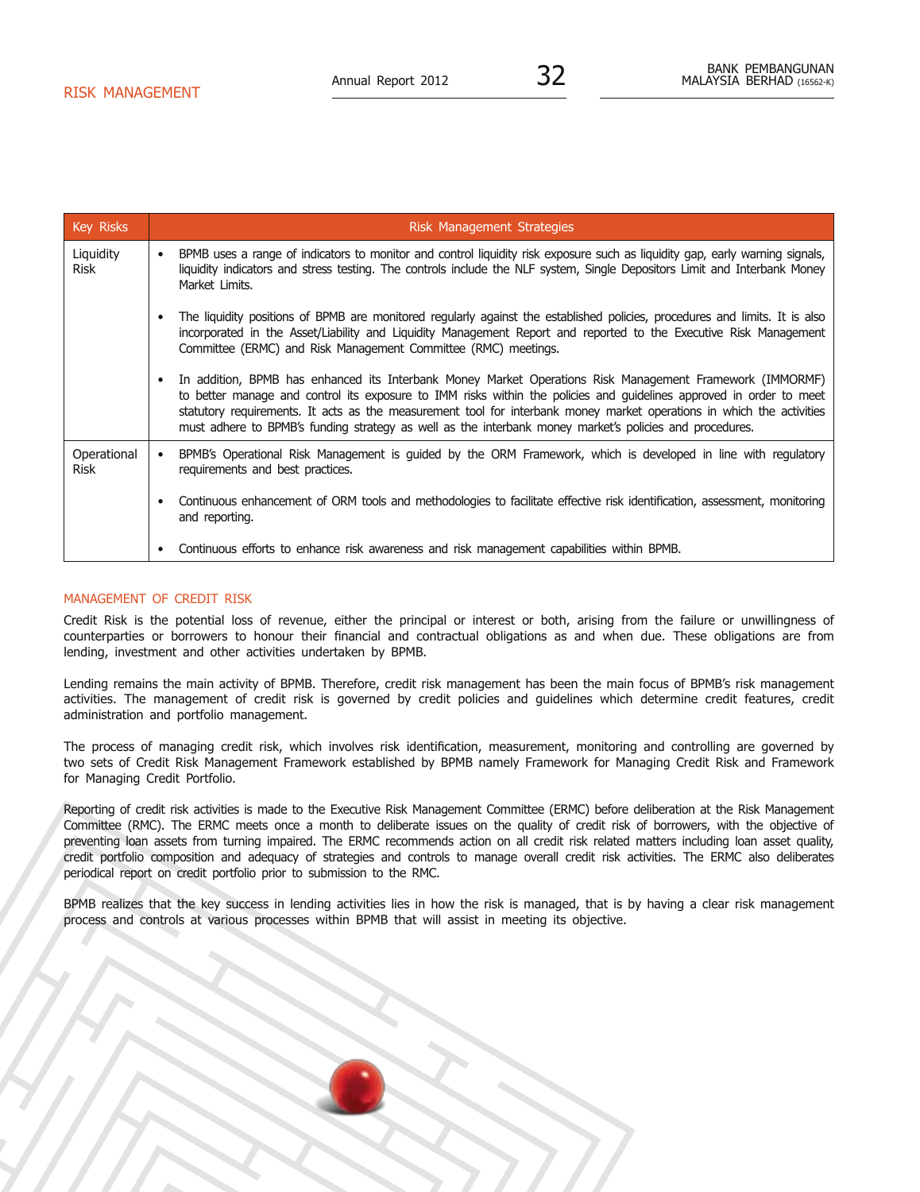| Key Risks | Risk Management Strategies |
|---|---|
| Liquidity Risk | • BPMB uses a range of indicators to monitor and control liquidity risk exposure such as liquidity gap, early warning signals, liquidity indicators and stress testing. The controls include the NLF system, Single Depositors Limit and Interbank Money Market Limits.<br><br>• The liquidity positions of BPMB are monitored regularly against the established policies, procedures and limits. It is also incorporated in the Asset/Liability and Liquidity Management Report and reported to the Executive Risk Management Committee (ERMC) and Risk Management Committee (RMC) meetings.<br><br>• In addition, BPMB has enhanced its Interbank Money Market Operations Risk Management Framework (IMMORMF) to better manage and control its exposure to IMM risks within the policies and guidelines approved in order to meet statutory requirements. It acts as the measurement tool for interbank money market operations in which the activities must adhere to BPMB's funding strategy as well as the interbank money market's policies and procedures. |
| Operational Risk | • BPMB's Operational Risk Management is guided by the ORM Framework, which is developed in line with regulatory requirements and best practices.<br><br>• Continuous enhancement of ORM tools and methodologies to facilitate effective risk identification, assessment, monitoring and reporting.<br><br>• Continuous efforts to enhance risk awareness and risk management capabilities within BPMB. |

## MANAGEMENT OF CREDIT RISK

Credit Risk is the potential loss of revenue, either the principal or interest or both, arising from the failure or unwillingness of counterparties or borrowers to honour their financial and contractual obligations as and when due. These obligations are from lending, investment and other activities undertaken by BPMB.

Lending remains the main activity of BPMB. Therefore, credit risk management has been the main focus of BPMB's risk management activities. The management of credit risk is governed by credit policies and guidelines which determine credit features, credit administration and portfolio management.

The process of managing credit risk, which involves risk identification, measurement, monitoring and controlling are governed by two sets of Credit Risk Management Framework established by BPMB namely Framework for Managing Credit Risk and Framework for Managing Credit Portfolio.

Reporting of credit risk activities is made to the Executive Risk Management Committee (ERMC) before deliberation at the Risk Management Committee (RMC). The ERMC meets once a month to deliberate issues on the quality of credit risk of borrowers, with the objective of preventing loan assets from turning impaired. The ERMC recommends action on all credit risk related matters including loan asset quality, credit portfolio composition and adequacy of strategies and controls to manage overall credit risk activities. The ERMC also deliberates periodical report on credit portfolio prior to submission to the RMC.

BPMB realizes that the key success in lending activities lies in how the risk is managed, that is by having a clear risk management process and controls at various processes within BPMB that will assist in meeting its objective.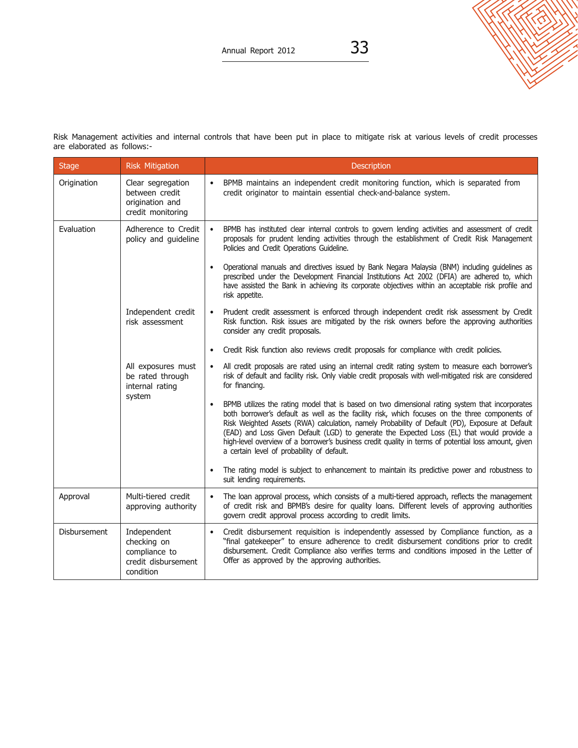Risk Management activities and internal controls that have been put in place to mitigate risk at various levels of credit processes are elaborated as follows:-

| Stage | Risk Mitigation | Description |
|---|---|---|
| Origination | Clear segregation between credit origination and credit monitoring | • BPMB maintains an independent credit monitoring function, which is separated from credit originator to maintain essential check-and-balance system. |
| Evaluation | Adherence to Credit policy and guideline | • BPMB has instituted clear internal controls to govern lending activities and assessment of credit proposals for prudent lending activities through the establishment of Credit Risk Management Policies and Credit Operations Guideline.<br><br>• Operational manuals and directives issued by Bank Negara Malaysia (BNM) including guidelines as prescribed under the Development Financial Institutions Act 2002 (DFIA) are adhered to, which have assisted the Bank in achieving its corporate objectives within an acceptable risk profile and risk appetite. |
| | Independent credit risk assessment | • Prudent credit assessment is enforced through independent credit risk assessment by Credit Risk function. Risk issues are mitigated by the risk owners before the approving authorities consider any credit proposals.<br><br>• Credit Risk function also reviews credit proposals for compliance with credit policies. |
| | All exposures must be rated through internal rating system | • All credit proposals are rated using an internal credit rating system to measure each borrower's risk of default and facility risk. Only viable credit proposals with well-mitigated risk are considered for financing.<br><br>• BPMB utilizes the rating model that is based on two dimensional rating system that incorporates both borrower's default as well as the facility risk, which focuses on the three components of Risk Weighted Assets (RWA) calculation, namely Probability of Default (PD), Exposure at Default (EAD) and Loss Given Default (LGD) to generate the Expected Loss (EL) that would provide a high-level overview of a borrower's business credit quality in terms of potential loss amount, given a certain level of probability of default.<br><br>• The rating model is subject to enhancement to maintain its predictive power and robustness to suit lending requirements. |
| Approval | Multi-tiered credit approving authority | • The loan approval process, which consists of a multi-tiered approach, reflects the management of credit risk and BPMB's desire for quality loans. Different levels of approving authorities govern credit approval process according to credit limits. |
| Disbursement | Independent checking on compliance to credit disbursement condition | • Credit disbursement requisition is independently assessed by Compliance function, as a "final gatekeeper" to ensure adherence to credit disbursement conditions prior to credit disbursement. Credit Compliance also verifies terms and conditions imposed in the Letter of Offer as approved by the approving authorities. |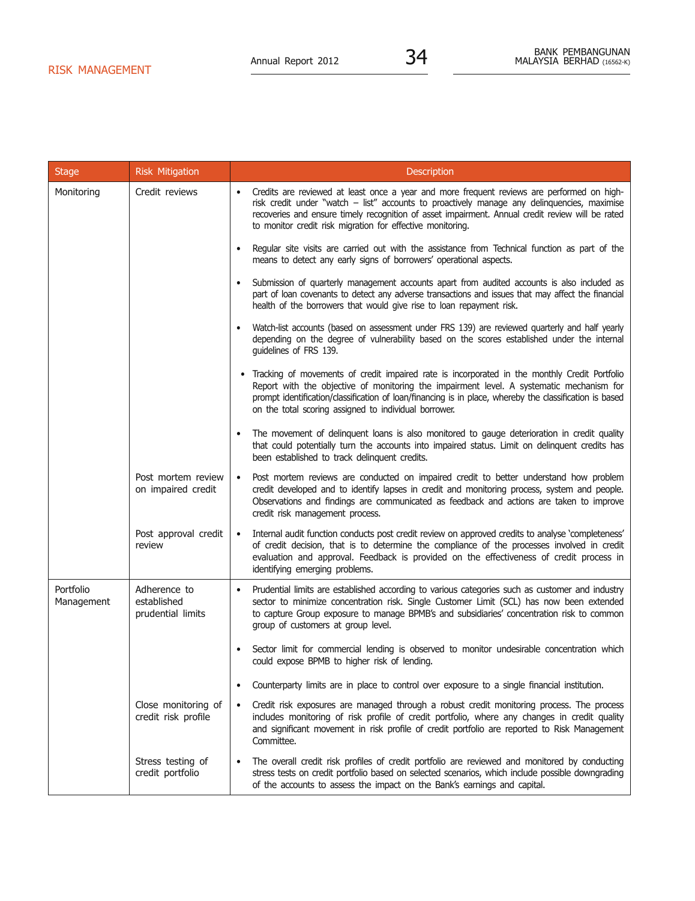| Stage | Risk Mitigation | Description |
|---|---|---|
| Monitoring | Credit reviews | • Credits are reviewed at least once a year and more frequent reviews are performed on high-risk credit under "watch – list" accounts to proactively manage any delinquencies, maximise recoveries and ensure timely recognition of asset impairment. Annual credit review will be rated to monitor credit risk migration for effective monitoring. |
| | | • Regular site visits are carried out with the assistance from Technical function as part of the means to detect any early signs of borrowers' operational aspects. |
| | | • Submission of quarterly management accounts apart from audited accounts is also included as part of loan covenants to detect any adverse transactions and issues that may affect the financial health of the borrowers that would give rise to loan repayment risk. |
| | | • Watch-list accounts (based on assessment under FRS 139) are reviewed quarterly and half yearly depending on the degree of vulnerability based on the scores established under the internal guidelines of FRS 139. |
| | | • Tracking of movements of credit impaired rate is incorporated in the monthly Credit Portfolio Report with the objective of monitoring the impairment level. A systematic mechanism for prompt identification/classification of loan/financing is in place, whereby the classification is based on the total scoring assigned to individual borrower. |
| | | • The movement of delinquent loans is also monitored to gauge deterioration in credit quality that could potentially turn the accounts into impaired status. Limit on delinquent credits has been established to track delinquent credits. |
| | Post mortem review on impaired credit | • Post mortem reviews are conducted on impaired credit to better understand how problem credit developed and to identify lapses in credit and monitoring process, system and people. Observations and findings are communicated as feedback and actions are taken to improve credit risk management process. |
| | Post approval credit review | • Internal audit function conducts post credit review on approved credits to analyse 'completeness' of credit decision, that is to determine the compliance of the processes involved in credit evaluation and approval. Feedback is provided on the effectiveness of credit process in identifying emerging problems. |
| Portfolio Management | Adherence to established prudential limits | • Prudential limits are established according to various categories such as customer and industry sector to minimize concentration risk. Single Customer Limit (SCL) has now been extended to capture Group exposure to manage BPMB's and subsidiaries' concentration risk to common group of customers at group level. |
| | | • Sector limit for commercial lending is observed to monitor undesirable concentration which could expose BPMB to higher risk of lending. |
| | | • Counterparty limits are in place to control over exposure to a single financial institution. |
| | Close monitoring of credit risk profile | • Credit risk exposures are managed through a robust credit monitoring process. The process includes monitoring of risk profile of credit portfolio, where any changes in credit quality and significant movement in risk profile of credit portfolio are reported to Risk Management Committee. |
| | Stress testing of credit portfolio | • The overall credit risk profiles of credit portfolio are reviewed and monitored by conducting stress tests on credit portfolio based on selected scenarios, which include possible downgrading of the accounts to assess the impact on the Bank's earnings and capital. |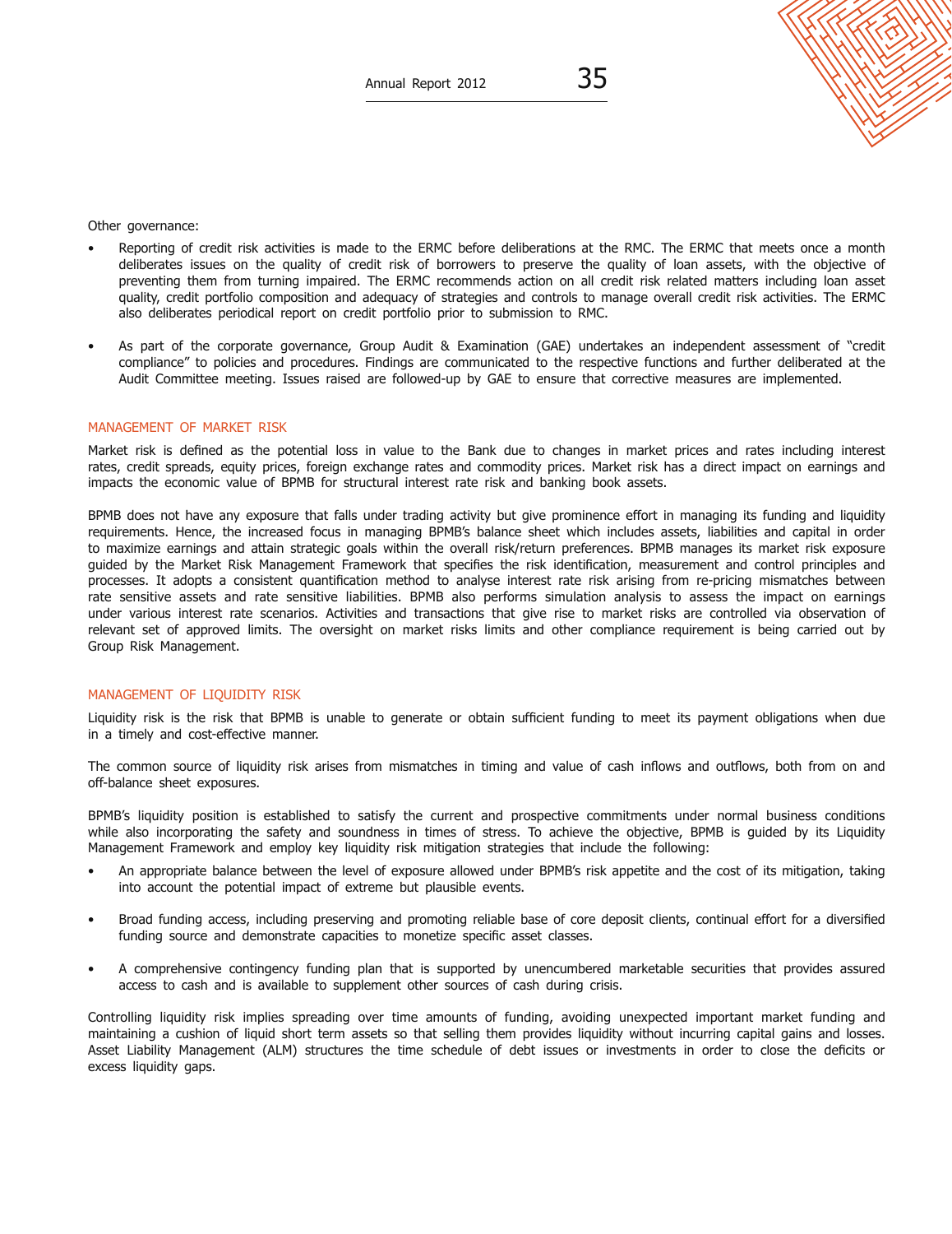Other governance:

- Reporting of credit risk activities is made to the ERMC before deliberations at the RMC. The ERMC that meets once a month deliberates issues on the quality of credit risk of borrowers to preserve the quality of loan assets, with the objective of preventing them from turning impaired. The ERMC recommends action on all credit risk related matters including loan asset quality, credit portfolio composition and adequacy of strategies and controls to manage overall credit risk activities. The ERMC also deliberates periodical report on credit portfolio prior to submission to RMC.

- As part of the corporate governance, Group Audit & Examination (GAE) undertakes an independent assessment of "credit compliance" to policies and procedures. Findings are communicated to the respective functions and further deliberated at the Audit Committee meeting. Issues raised are followed-up by GAE to ensure that corrective measures are implemented.

## MANAGEMENT OF MARKET RISK

Market risk is defined as the potential loss in value to the Bank due to changes in market prices and rates including interest rates, credit spreads, equity prices, foreign exchange rates and commodity prices. Market risk has a direct impact on earnings and impacts the economic value of BPMB for structural interest rate risk and banking book assets.

BPMB does not have any exposure that falls under trading activity but give prominence effort in managing its funding and liquidity requirements. Hence, the increased focus in managing BPMB's balance sheet which includes assets, liabilities and capital in order to maximize earnings and attain strategic goals within the overall risk/return preferences. BPMB manages its market risk exposure guided by the Market Risk Management Framework that specifies the risk identification, measurement and control principles and processes. It adopts a consistent quantification method to analyse interest rate risk arising from re-pricing mismatches between rate sensitive assets and rate sensitive liabilities. BPMB also performs simulation analysis to assess the impact on earnings under various interest rate scenarios. Activities and transactions that give rise to market risks are controlled via observation of relevant set of approved limits. The oversight on market risks limits and other compliance requirement is being carried out by Group Risk Management.

## MANAGEMENT OF LIQUIDITY RISK

Liquidity risk is the risk that BPMB is unable to generate or obtain sufficient funding to meet its payment obligations when due in a timely and cost-effective manner.

The common source of liquidity risk arises from mismatches in timing and value of cash inflows and outflows, both from on and off-balance sheet exposures.

BPMB's liquidity position is established to satisfy the current and prospective commitments under normal business conditions while also incorporating the safety and soundness in times of stress. To achieve the objective, BPMB is guided by its Liquidity Management Framework and employ key liquidity risk mitigation strategies that include the following:

- An appropriate balance between the level of exposure allowed under BPMB's risk appetite and the cost of its mitigation, taking into account the potential impact of extreme but plausible events.

- Broad funding access, including preserving and promoting reliable base of core deposit clients, continual effort for a diversified funding source and demonstrate capacities to monetize specific asset classes.

- A comprehensive contingency funding plan that is supported by unencumbered marketable securities that provides assured access to cash and is available to supplement other sources of cash during crisis.

Controlling liquidity risk implies spreading over time amounts of funding, avoiding unexpected important market funding and maintaining a cushion of liquid short term assets so that selling them provides liquidity without incurring capital gains and losses. Asset Liability Management (ALM) structures the time schedule of debt issues or investments in order to close the deficits or excess liquidity gaps.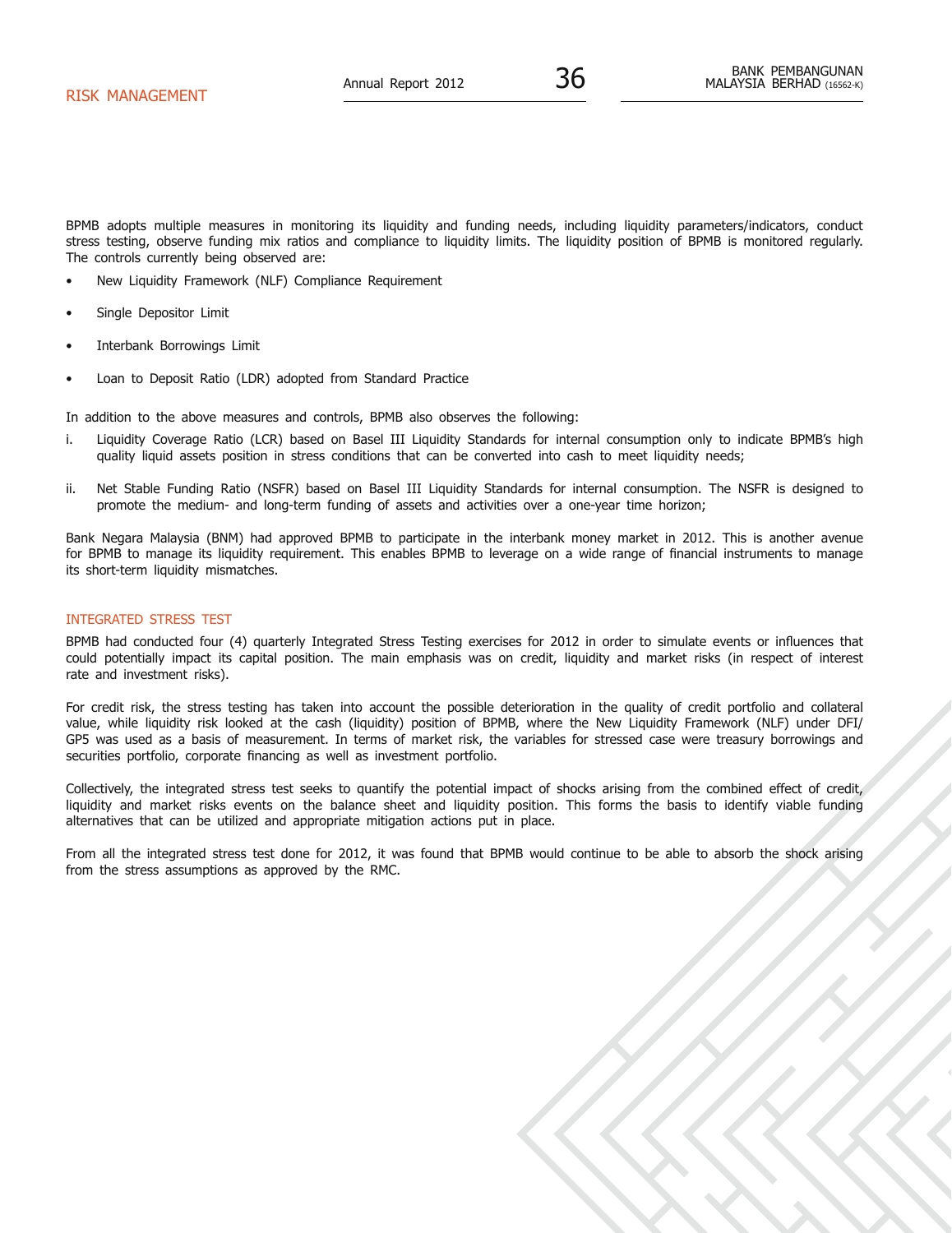BPMB adopts multiple measures in monitoring its liquidity and funding needs, including liquidity parameters/indicators, conduct stress testing, observe funding mix ratios and compliance to liquidity limits. The liquidity position of BPMB is monitored regularly. The controls currently being observed are:

- New Liquidity Framework (NLF) Compliance Requirement
- Single Depositor Limit
- Interbank Borrowings Limit
- Loan to Deposit Ratio (LDR) adopted from Standard Practice

In addition to the above measures and controls, BPMB also observes the following:

i. Liquidity Coverage Ratio (LCR) based on Basel III Liquidity Standards for internal consumption only to indicate BPMB's high quality liquid assets position in stress conditions that can be converted into cash to meet liquidity needs;

ii. Net Stable Funding Ratio (NSFR) based on Basel III Liquidity Standards for internal consumption. The NSFR is designed to promote the medium- and long-term funding of assets and activities over a one-year time horizon;

Bank Negara Malaysia (BNM) had approved BPMB to participate in the interbank money market in 2012. This is another avenue for BPMB to manage its liquidity requirement. This enables BPMB to leverage on a wide range of financial instruments to manage its short-term liquidity mismatches.

## INTEGRATED STRESS TEST

BPMB had conducted four (4) quarterly Integrated Stress Testing exercises for 2012 in order to simulate events or influences that could potentially impact its capital position. The main emphasis was on credit, liquidity and market risks (in respect of interest rate and investment risks).

For credit risk, the stress testing has taken into account the possible deterioration in the quality of credit portfolio and collateral value, while liquidity risk looked at the cash (liquidity) position of BPMB, where the New Liquidity Framework (NLF) under DFI/GP5 was used as a basis of measurement. In terms of market risk, the variables for stressed case were treasury borrowings and securities portfolio, corporate financing as well as investment portfolio.

Collectively, the integrated stress test seeks to quantify the potential impact of shocks arising from the combined effect of credit, liquidity and market risks events on the balance sheet and liquidity position. This forms the basis to identify viable funding alternatives that can be utilized and appropriate mitigation actions put in place.

From all the integrated stress test done for 2012, it was found that BPMB would continue to be able to absorb the shock arising from the stress assumptions as approved by the RMC.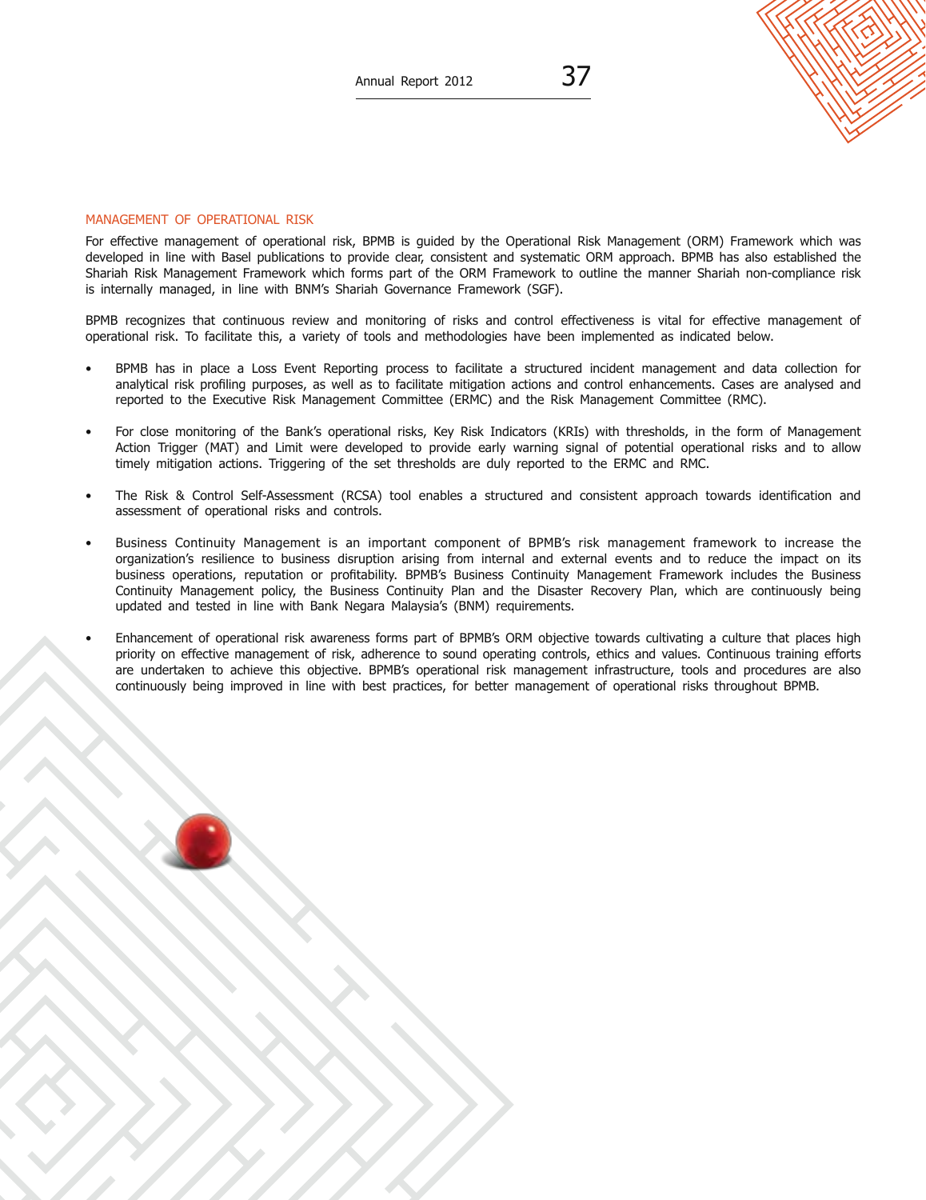## MANAGEMENT OF OPERATIONAL RISK

For effective management of operational risk, BPMB is guided by the Operational Risk Management (ORM) Framework which was developed in line with Basel publications to provide clear, consistent and systematic ORM approach. BPMB has also established the Shariah Risk Management Framework which forms part of the ORM Framework to outline the manner Shariah non-compliance risk is internally managed, in line with BNM's Shariah Governance Framework (SGF).

BPMB recognizes that continuous review and monitoring of risks and control effectiveness is vital for effective management of operational risk. To facilitate this, a variety of tools and methodologies have been implemented as indicated below.

- BPMB has in place a Loss Event Reporting process to facilitate a structured incident management and data collection for analytical risk profiling purposes, as well as to facilitate mitigation actions and control enhancements. Cases are analysed and reported to the Executive Risk Management Committee (ERMC) and the Risk Management Committee (RMC).

- For close monitoring of the Bank's operational risks, Key Risk Indicators (KRIs) with thresholds, in the form of Management Action Trigger (MAT) and Limit were developed to provide early warning signal of potential operational risks and to allow timely mitigation actions. Triggering of the set thresholds are duly reported to the ERMC and RMC.

- The Risk & Control Self-Assessment (RCSA) tool enables a structured and consistent approach towards identification and assessment of operational risks and controls.

- Business Continuity Management is an important component of BPMB's risk management framework to increase the organization's resilience to business disruption arising from internal and external events and to reduce the impact on its business operations, reputation or profitability. BPMB's Business Continuity Management Framework includes the Business Continuity Management policy, the Business Continuity Plan and the Disaster Recovery Plan, which are continuously being updated and tested in line with Bank Negara Malaysia's (BNM) requirements.

- Enhancement of operational risk awareness forms part of BPMB's ORM objective towards cultivating a culture that places high priority on effective management of risk, adherence to sound operating controls, ethics and values. Continuous training efforts are undertaken to achieve this objective. BPMB's operational risk management infrastructure, tools and procedures are also continuously being improved in line with best practices, for better management of operational risks throughout BPMB.